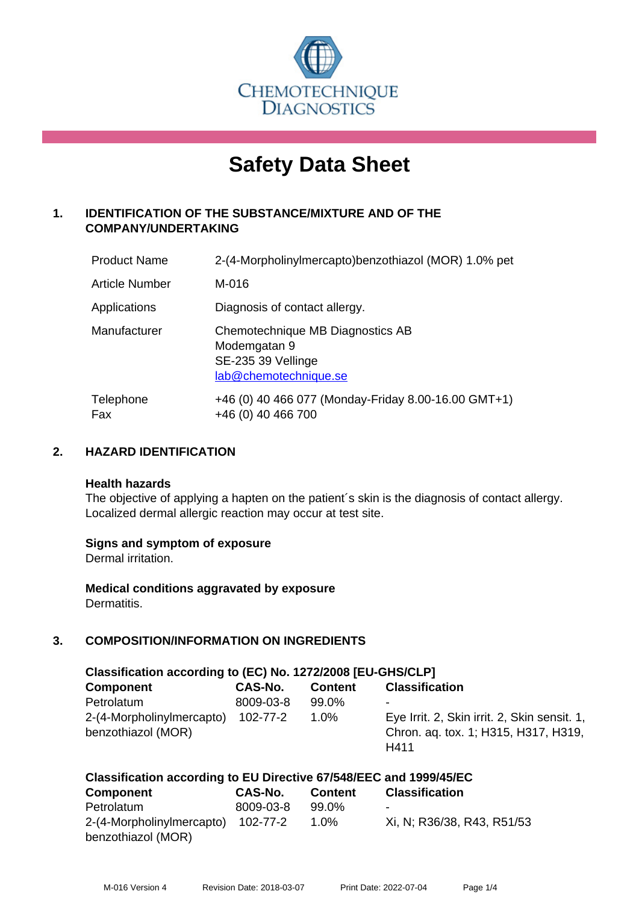CHEMOTECHNIQUE DIAGNOSTICS

# Safety Data Sheet

## 1. IDENTIFICATION OF THE SUBSTANCE/MIXTURE AND OF THE COMPANY/UNDERTAKING

| | |
|---|---|
| Product Name | 2-(4-Morpholinylmercapto)benzothiazol (MOR) 1.0% pet |
| Article Number | M-016 |
| Applications | Diagnosis of contact allergy. |
| Manufacturer | Chemotechnique MB Diagnostics AB<br>Modemgatan 9<br>SE-235 39 Vellinge<br>lab@chemotechnique.se |
| Telephone<br>Fax | +46 (0) 40 466 077 (Monday-Friday 8.00-16.00 GMT+1)<br>+46 (0) 40 466 700 |

## 2. HAZARD IDENTIFICATION

**Health hazards**
The objective of applying a hapten on the patient´s skin is the diagnosis of contact allergy. Localized dermal allergic reaction may occur at test site.

**Signs and symptom of exposure**
Dermal irritation.

**Medical conditions aggravated by exposure**
Dermatitis.

## 3. COMPOSITION/INFORMATION ON INGREDIENTS

**Classification according to (EC) No. 1272/2008 [EU-GHS/CLP]**

| Component | CAS-No. | Content | Classification |
|---|---|---|---|
| Petrolatum | 8009-03-8 | 99.0% | - |
| 2-(4-Morpholinylmercapto) benzothiazol (MOR) | 102-77-2 | 1.0% | Eye Irrit. 2, Skin irrit. 2, Skin sensit. 1, Chron. aq. tox. 1; H315, H317, H319, H411 |

**Classification according to EU Directive 67/548/EEC and 1999/45/EC**

| Component | CAS-No. | Content | Classification |
|---|---|---|---|
| Petrolatum | 8009-03-8 | 99.0% | - |
| 2-(4-Morpholinylmercapto) benzothiazol (MOR) | 102-77-2 | 1.0% | Xi, N; R36/38, R43, R51/53 |

M-016 Version 4 Revision Date: 2018-03-07 Print Date: 2022-07-04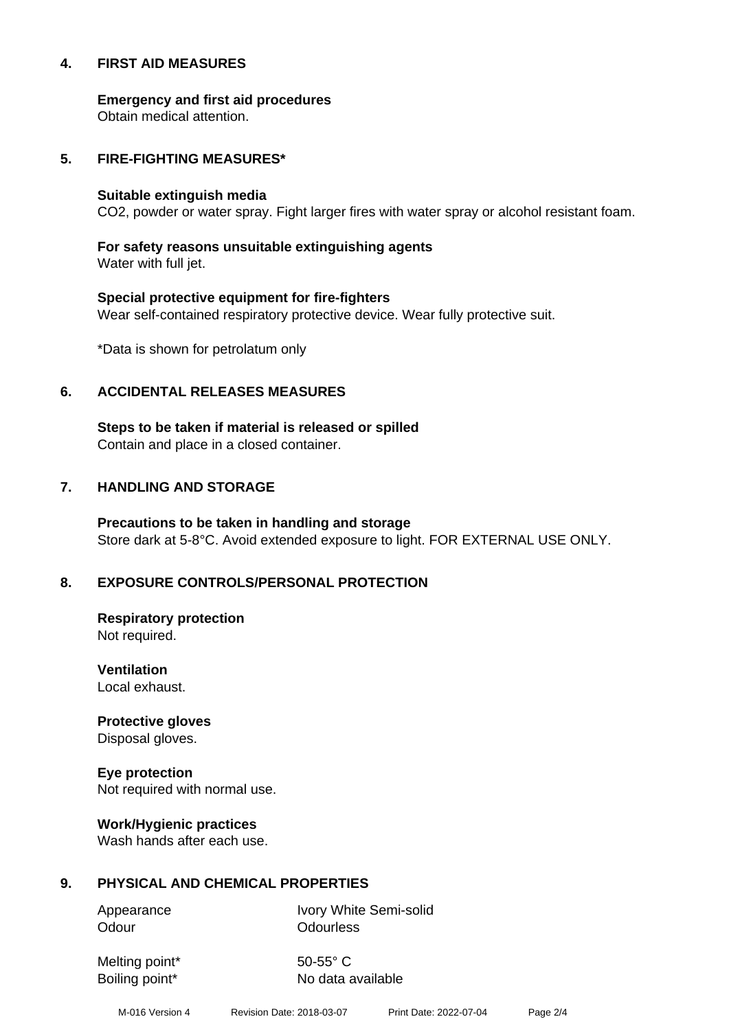## 4. FIRST AID MEASURES

**Emergency and first aid procedures**
Obtain medical attention.

## 5. FIRE-FIGHTING MEASURES*

**Suitable extinguish media**
$CO_2$, powder or water spray. Fight larger fires with water spray or alcohol resistant foam.

**For safety reasons unsuitable extinguishing agents**
Water with full jet.

**Special protective equipment for fire-fighters**
Wear self-contained respiratory protective device. Wear fully protective suit.

*Data is shown for petrolatum only

## 6. ACCIDENTAL RELEASES MEASURES

**Steps to be taken if material is released or spilled**
Contain and place in a closed container.

## 7. HANDLING AND STORAGE

**Precautions to be taken in handling and storage**
Store dark at 5-8°C. Avoid extended exposure to light. FOR EXTERNAL USE ONLY.

## 8. EXPOSURE CONTROLS/PERSONAL PROTECTION

**Respiratory protection**
Not required.

**Ventilation**
Local exhaust.

**Protective gloves**
Disposal gloves.

**Eye protection**
Not required with normal use.

**Work/Hygienic practices**
Wash hands after each use.

## 9. PHYSICAL AND CHEMICAL PROPERTIES

| | |
|---|---|
| Appearance | Ivory White Semi-solid |
| Odour | Odourless |
| Melting point* | 50-55° C |
| Boiling point* | No data available |

M-016 Version 4 Revision Date: 2018-03-07 Print Date: 2022-07-04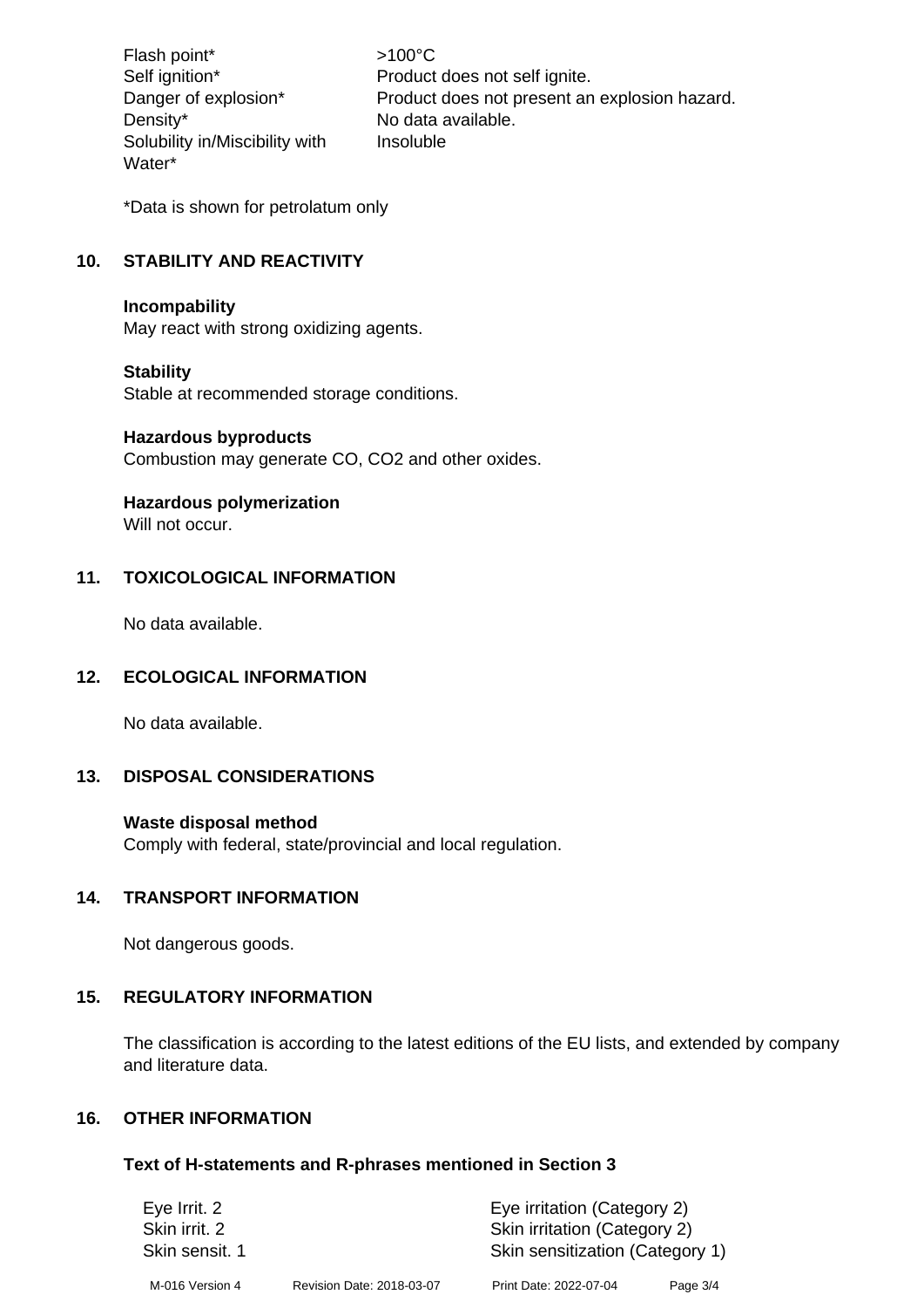| | |
|---|---|
| Flash point* | >100°C |
| Self ignition* | Product does not self ignite. |
| Danger of explosion* | Product does not present an explosion hazard. |
| Density* | No data available. |
| Solubility in/Miscibility with Water* | Insoluble |

*Data is shown for petrolatum only

## 10. STABILITY AND REACTIVITY

**Incompability**
May react with strong oxidizing agents.

**Stability**
Stable at recommended storage conditions.

**Hazardous byproducts**
Combustion may generate CO, $CO_2$ and other oxides.

**Hazardous polymerization**
Will not occur.

## 11. TOXICOLOGICAL INFORMATION

No data available.

## 12. ECOLOGICAL INFORMATION

No data available.

## 13. DISPOSAL CONSIDERATIONS

**Waste disposal method**
Comply with federal, state/provincial and local regulation.

## 14. TRANSPORT INFORMATION

Not dangerous goods.

## 15. REGULATORY INFORMATION

The classification is according to the latest editions of the EU lists, and extended by company and literature data.

## 16. OTHER INFORMATION

### Text of H-statements and R-phrases mentioned in Section 3

| | |
|---|---|
| Eye Irrit. 2 | Eye irritation (Category 2) |
| Skin irrit. 2 | Skin irritation (Category 2) |
| Skin sensit. 1 | Skin sensitization (Category 1) |

M-016 Version 4 Revision Date: 2018-03-07 Print Date: 2022-07-04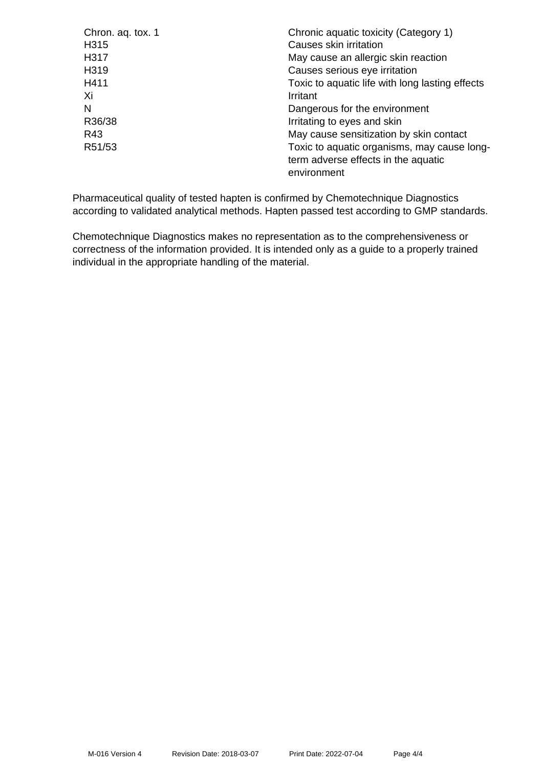| | |
|---|---|
| Chron. aq. tox. 1 | Chronic aquatic toxicity (Category 1) |
| H315 | Causes skin irritation |
| H317 | May cause an allergic skin reaction |
| H319 | Causes serious eye irritation |
| H411 | Toxic to aquatic life with long lasting effects |
| Xi | Irritant |
| N | Dangerous for the environment |
| R36/38 | Irritating to eyes and skin |
| R43 | May cause sensitization by skin contact |
| R51/53 | Toxic to aquatic organisms, may cause long-term adverse effects in the aquatic environment |

Pharmaceutical quality of tested hapten is confirmed by Chemotechnique Diagnostics according to validated analytical methods. Hapten passed test according to GMP standards.

Chemotechnique Diagnostics makes no representation as to the comprehensiveness or correctness of the information provided. It is intended only as a guide to a properly trained individual in the appropriate handling of the material.

M-016 Version 4 Revision Date: 2018-03-07 Print Date: 2022-07-04